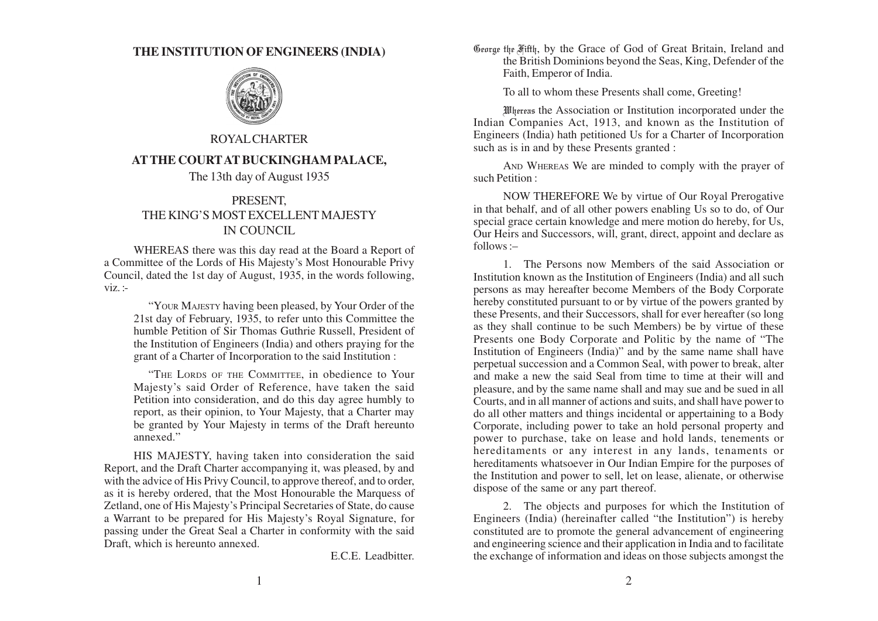# THE INSTITUTION OF ENGINEERS (INDIA)

ROYAL CHARTER

## AT THE COURT AT BUCKINGHAM PALACE,

The 13th day of August 1935

PRESENT,
THE KING'S MOST EXCELLENT MAJESTY
IN COUNCIL

WHEREAS there was this day read at the Board a Report of a Committee of the Lords of His Majesty's Most Honourable Privy Council, dated the 1st day of August, 1935, in the words following, viz. :-

> "YOUR MAJESTY having been pleased, by Your Order of the 21st day of February, 1935, to refer unto this Committee the humble Petition of Sir Thomas Guthrie Russell, President of the Institution of Engineers (India) and others praying for the grant of a Charter of Incorporation to the said Institution :
>
> "THE LORDS OF THE COMMITTEE, in obedience to Your Majesty's said Order of Reference, have taken the said Petition into consideration, and do this day agree humbly to report, as their opinion, to Your Majesty, that a Charter may be granted by Your Majesty in terms of the Draft hereunto annexed."

HIS MAJESTY, having taken into consideration the said Report, and the Draft Charter accompanying it, was pleased, by and with the advice of His Privy Council, to approve thereof, and to order, as it is hereby ordered, that the Most Honourable the Marquess of Zetland, one of His Majesty's Principal Secretaries of State, do cause a Warrant to be prepared for His Majesty's Royal Signature, for passing under the Great Seal a Charter in conformity with the said Draft, which is hereunto annexed.

E.C.E. Leadbitter.

George the Fifth, by the Grace of God of Great Britain, Ireland and the British Dominions beyond the Seas, King, Defender of the Faith, Emperor of India.

To all to whom these Presents shall come, Greeting!

Whereas the Association or Institution incorporated under the Indian Companies Act, 1913, and known as the Institution of Engineers (India) hath petitioned Us for a Charter of Incorporation such as is in and by these Presents granted :

AND WHEREAS We are minded to comply with the prayer of such Petition :

NOW THEREFORE We by virtue of Our Royal Prerogative in that behalf, and of all other powers enabling Us so to do, of Our special grace certain knowledge and mere motion do hereby, for Us, Our Heirs and Successors, will, grant, direct, appoint and declare as follows :–

1. The Persons now Members of the said Association or Institution known as the Institution of Engineers (India) and all such persons as may hereafter become Members of the Body Corporate hereby constituted pursuant to or by virtue of the powers granted by these Presents, and their Successors, shall for ever hereafter (so long as they shall continue to be such Members) be by virtue of these Presents one Body Corporate and Politic by the name of "The Institution of Engineers (India)" and by the same name shall have perpetual succession and a Common Seal, with power to break, alter and make a new the said Seal from time to time at their will and pleasure, and by the same name shall and may sue and be sued in all Courts, and in all manner of actions and suits, and shall have power to do all other matters and things incidental or appertaining to a Body Corporate, including power to take an hold personal property and power to purchase, take on lease and hold lands, tenements or hereditaments or any interest in any lands, tenaments or hereditaments whatsoever in Our Indian Empire for the purposes of the Institution and power to sell, let on lease, alienate, or otherwise dispose of the same or any part thereof.

2. The objects and purposes for which the Institution of Engineers (India) (hereinafter called "the Institution") is hereby constituted are to promote the general advancement of engineering and engineering science and their application in India and to facilitate the exchange of information and ideas on those subjects amongst the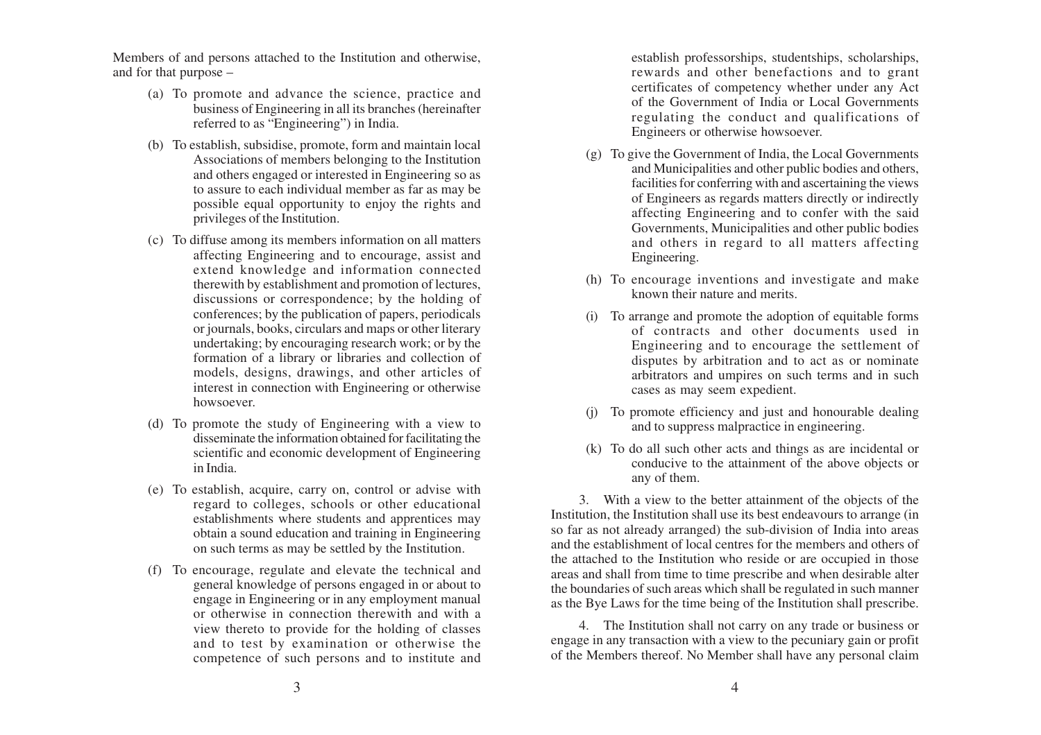Members of and persons attached to the Institution and otherwise, and for that purpose –

(a) To promote and advance the science, practice and business of Engineering in all its branches (hereinafter referred to as "Engineering") in India.

(b) To establish, subsidise, promote, form and maintain local Associations of members belonging to the Institution and others engaged or interested in Engineering so as to assure to each individual member as far as may be possible equal opportunity to enjoy the rights and privileges of the Institution.

(c) To diffuse among its members information on all matters affecting Engineering and to encourage, assist and extend knowledge and information connected therewith by establishment and promotion of lectures, discussions or correspondence; by the holding of conferences; by the publication of papers, periodicals or journals, books, circulars and maps or other literary undertaking; by encouraging research work; or by the formation of a library or libraries and collection of models, designs, drawings, and other articles of interest in connection with Engineering or otherwise howsoever.

(d) To promote the study of Engineering with a view to disseminate the information obtained for facilitating the scientific and economic development of Engineering in India.

(e) To establish, acquire, carry on, control or advise with regard to colleges, schools or other educational establishments where students and apprentices may obtain a sound education and training in Engineering on such terms as may be settled by the Institution.

(f) To encourage, regulate and elevate the technical and general knowledge of persons engaged in or about to engage in Engineering or in any employment manual or otherwise in connection therewith and with a view thereto to provide for the holding of classes and to test by examination or otherwise the competence of such persons and to institute and establish professorships, studentships, scholarships, rewards and other benefactions and to grant certificates of competency whether under any Act of the Government of India or Local Governments regulating the conduct and qualifications of Engineers or otherwise howsoever.

(g) To give the Government of India, the Local Governments and Municipalities and other public bodies and others, facilities for conferring with and ascertaining the views of Engineers as regards matters directly or indirectly affecting Engineering and to confer with the said Governments, Municipalities and other public bodies and others in regard to all matters affecting Engineering.

(h) To encourage inventions and investigate and make known their nature and merits.

(i) To arrange and promote the adoption of equitable forms of contracts and other documents used in Engineering and to encourage the settlement of disputes by arbitration and to act as or nominate arbitrators and umpires on such terms and in such cases as may seem expedient.

(j) To promote efficiency and just and honourable dealing and to suppress malpractice in engineering.

(k) To do all such other acts and things as are incidental or conducive to the attainment of the above objects or any of them.

3. With a view to the better attainment of the objects of the Institution, the Institution shall use its best endeavours to arrange (in so far as not already arranged) the sub-division of India into areas and the establishment of local centres for the members and others of the attached to the Institution who reside or are occupied in those areas and shall from time to time prescribe and when desirable alter the boundaries of such areas which shall be regulated in such manner as the Bye Laws for the time being of the Institution shall prescribe.

4. The Institution shall not carry on any trade or business or engage in any transaction with a view to the pecuniary gain or profit of the Members thereof. No Member shall have any personal claim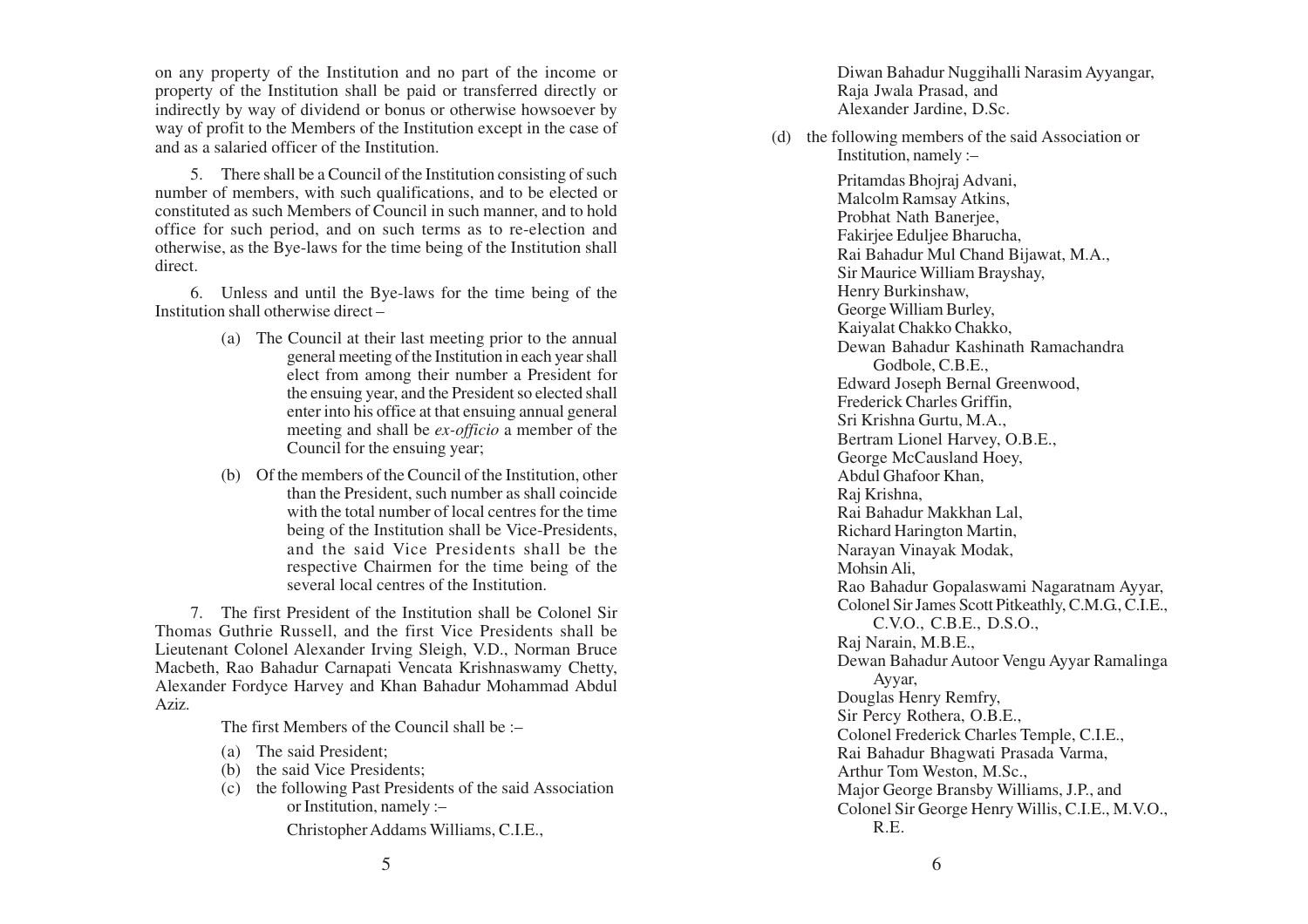on any property of the Institution and no part of the income or property of the Institution shall be paid or transferred directly or indirectly by way of dividend or bonus or otherwise howsoever by way of profit to the Members of the Institution except in the case of and as a salaried officer of the Institution.

5. There shall be a Council of the Institution consisting of such number of members, with such qualifications, and to be elected or constituted as such Members of Council in such manner, and to hold office for such period, and on such terms as to re-election and otherwise, as the Bye-laws for the time being of the Institution shall direct.

6. Unless and until the Bye-laws for the time being of the Institution shall otherwise direct –

(a) The Council at their last meeting prior to the annual general meeting of the Institution in each year shall elect from among their number a President for the ensuing year, and the President so elected shall enter into his office at that ensuing annual general meeting and shall be *ex-officio* a member of the Council for the ensuing year;

(b) Of the members of the Council of the Institution, other than the President, such number as shall coincide with the total number of local centres for the time being of the Institution shall be Vice-Presidents, and the said Vice Presidents shall be the respective Chairmen for the time being of the several local centres of the Institution.

7. The first President of the Institution shall be Colonel Sir Thomas Guthrie Russell, and the first Vice Presidents shall be Lieutenant Colonel Alexander Irving Sleigh, V.D., Norman Bruce Macbeth, Rao Bahadur Carnapati Vencata Krishnaswamy Chetty, Alexander Fordyce Harvey and Khan Bahadur Mohammad Abdul Aziz.

The first Members of the Council shall be :–

(a) The said President;

(b) the said Vice Presidents;

(c) the following Past Presidents of the said Association or Institution, namely :–

Christopher Addams Williams, C.I.E.,
Diwan Bahadur Nuggihalli Narasim Ayyangar,
Raja Jwala Prasad, and
Alexander Jardine, D.Sc.

(d) the following members of the said Association or Institution, namely :–

Pritamdas Bhojraj Advani,
Malcolm Ramsay Atkins,
Probhat Nath Banerjee,
Fakirjee Eduljee Bharucha,
Rai Bahadur Mul Chand Bijawat, M.A.,
Sir Maurice William Brayshay,
Henry Burkinshaw,
George William Burley,
Kaiyalat Chakko Chakko,
Dewan Bahadur Kashinath Ramachandra Godbole, C.B.E.,
Edward Joseph Bernal Greenwood,
Frederick Charles Griffin,
Sri Krishna Gurtu, M.A.,
Bertram Lionel Harvey, O.B.E.,
George McCausland Hoey,
Abdul Ghafoor Khan,
Raj Krishna,
Rai Bahadur Makkhan Lal,
Richard Harington Martin,
Narayan Vinayak Modak,
Mohsin Ali,
Rao Bahadur Gopalaswami Nagaratnam Ayyar,
Colonel Sir James Scott Pitkeathly, C.M.G., C.I.E., C.V.O., C.B.E., D.S.O.,
Raj Narain, M.B.E.,
Dewan Bahadur Autoor Vengu Ayyar Ramalinga Ayyar,
Douglas Henry Remfry,
Sir Percy Rothera, O.B.E.,
Colonel Frederick Charles Temple, C.I.E.,
Rai Bahadur Bhagwati Prasada Varma,
Arthur Tom Weston, M.Sc.,
Major George Bransby Williams, J.P., and
Colonel Sir George Henry Willis, C.I.E., M.V.O., R.E.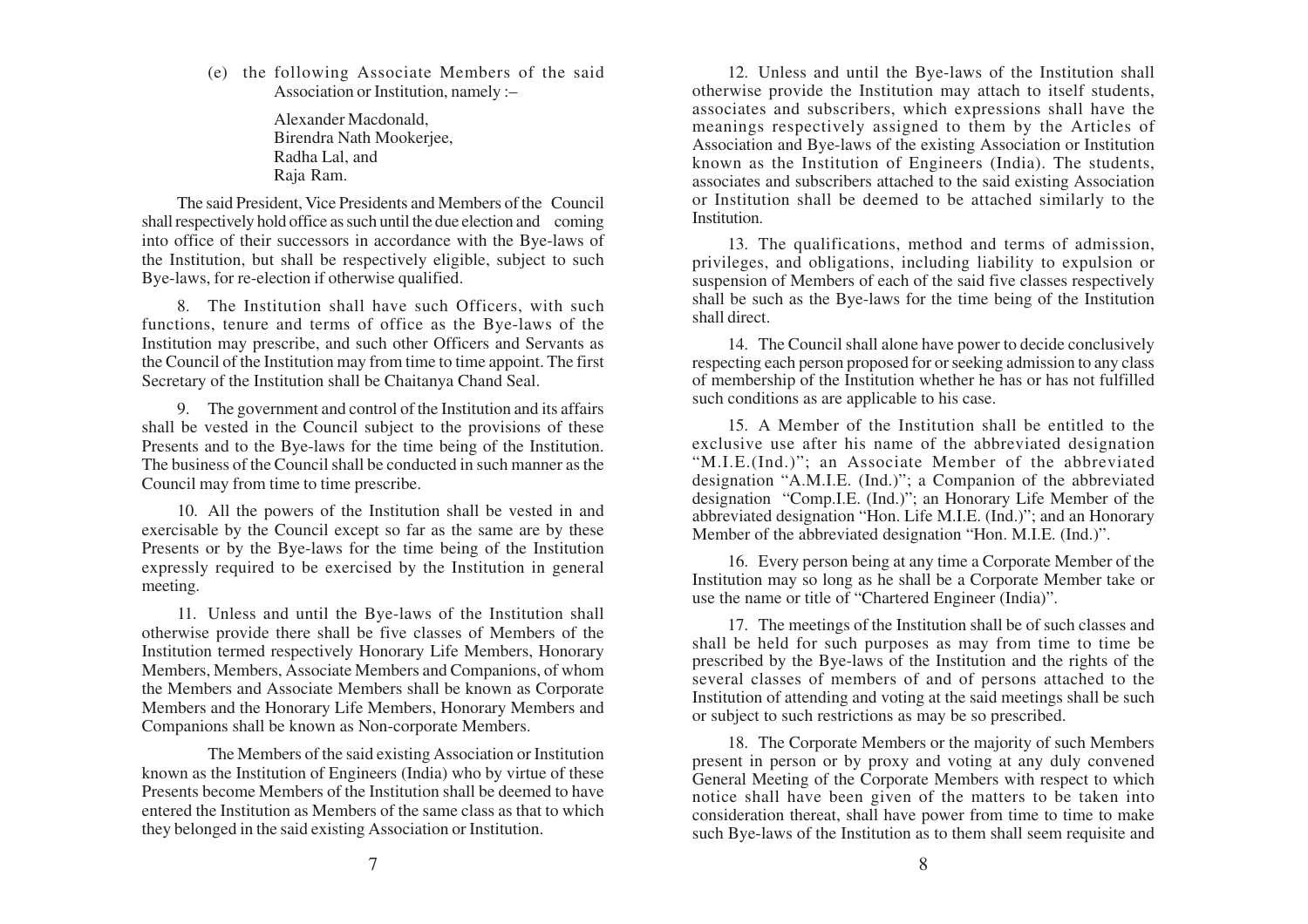(e) the following Associate Members of the said Association or Institution, namely :–

Alexander Macdonald,
Birendra Nath Mookerjee,
Radha Lal, and
Raja Ram.

The said President, Vice Presidents and Members of the Council shall respectively hold office as such until the due election and coming into office of their successors in accordance with the Bye-laws of the Institution, but shall be respectively eligible, subject to such Bye-laws, for re-election if otherwise qualified.

8. The Institution shall have such Officers, with such functions, tenure and terms of office as the Bye-laws of the Institution may prescribe, and such other Officers and Servants as the Council of the Institution may from time to time appoint. The first Secretary of the Institution shall be Chaitanya Chand Seal.

9. The government and control of the Institution and its affairs shall be vested in the Council subject to the provisions of these Presents and to the Bye-laws for the time being of the Institution. The business of the Council shall be conducted in such manner as the Council may from time to time prescribe.

10. All the powers of the Institution shall be vested in and exercisable by the Council except so far as the same are by these Presents or by the Bye-laws for the time being of the Institution expressly required to be exercised by the Institution in general meeting.

11. Unless and until the Bye-laws of the Institution shall otherwise provide there shall be five classes of Members of the Institution termed respectively Honorary Life Members, Honorary Members, Members, Associate Members and Companions, of whom the Members and Associate Members shall be known as Corporate Members and the Honorary Life Members, Honorary Members and Companions shall be known as Non-corporate Members.

The Members of the said existing Association or Institution known as the Institution of Engineers (India) who by virtue of these Presents become Members of the Institution shall be deemed to have entered the Institution as Members of the same class as that to which they belonged in the said existing Association or Institution.

12. Unless and until the Bye-laws of the Institution shall otherwise provide the Institution may attach to itself students, associates and subscribers, which expressions shall have the meanings respectively assigned to them by the Articles of Association and Bye-laws of the existing Association or Institution known as the Institution of Engineers (India). The students, associates and subscribers attached to the said existing Association or Institution shall be deemed to be attached similarly to the Institution.

13. The qualifications, method and terms of admission, privileges, and obligations, including liability to expulsion or suspension of Members of each of the said five classes respectively shall be such as the Bye-laws for the time being of the Institution shall direct.

14. The Council shall alone have power to decide conclusively respecting each person proposed for or seeking admission to any class of membership of the Institution whether he has or has not fulfilled such conditions as are applicable to his case.

15. A Member of the Institution shall be entitled to the exclusive use after his name of the abbreviated designation "M.I.E.(Ind.)"; an Associate Member of the abbreviated designation "A.M.I.E. (Ind.)"; a Companion of the abbreviated designation "Comp.I.E. (Ind.)"; an Honorary Life Member of the abbreviated designation "Hon. Life M.I.E. (Ind.)"; and an Honorary Member of the abbreviated designation "Hon. M.I.E. (Ind.)".

16. Every person being at any time a Corporate Member of the Institution may so long as he shall be a Corporate Member take or use the name or title of "Chartered Engineer (India)".

17. The meetings of the Institution shall be of such classes and shall be held for such purposes as may from time to time be prescribed by the Bye-laws of the Institution and the rights of the several classes of members of and of persons attached to the Institution of attending and voting at the said meetings shall be such or subject to such restrictions as may be so prescribed.

18. The Corporate Members or the majority of such Members present in person or by proxy and voting at any duly convened General Meeting of the Corporate Members with respect to which notice shall have been given of the matters to be taken into consideration thereat, shall have power from time to time to make such Bye-laws of the Institution as to them shall seem requisite and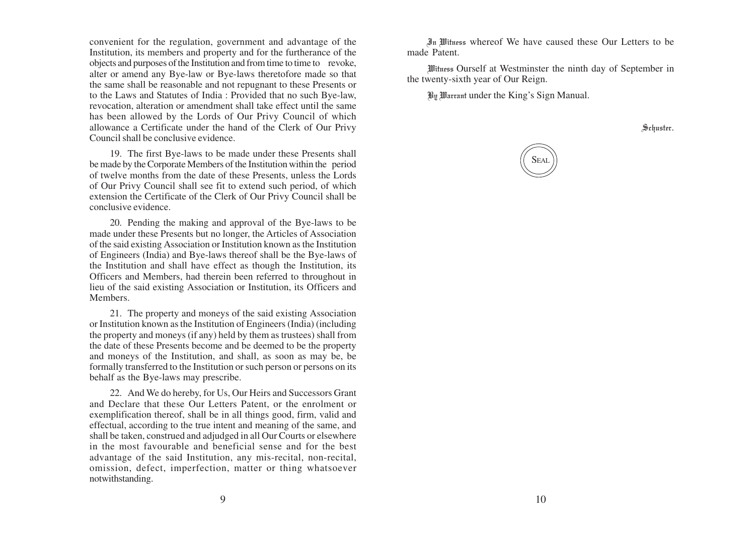convenient for the regulation, government and advantage of the Institution, its members and property and for the furtherance of the objects and purposes of the Institution and from time to time to revoke, alter or amend any Bye-law or Bye-laws theretofore made so that the same shall be reasonable and not repugnant to these Presents or to the Laws and Statutes of India : Provided that no such Bye-law, revocation, alteration or amendment shall take effect until the same has been allowed by the Lords of Our Privy Council of which allowance a Certificate under the hand of the Clerk of Our Privy Council shall be conclusive evidence.

19. The first Bye-laws to be made under these Presents shall be made by the Corporate Members of the Institution within the period of twelve months from the date of these Presents, unless the Lords of Our Privy Council shall see fit to extend such period, of which extension the Certificate of the Clerk of Our Privy Council shall be conclusive evidence.

20. Pending the making and approval of the Bye-laws to be made under these Presents but no longer, the Articles of Association of the said existing Association or Institution known as the Institution of Engineers (India) and Bye-laws thereof shall be the Bye-laws of the Institution and shall have effect as though the Institution, its Officers and Members, had therein been referred to throughout in lieu of the said existing Association or Institution, its Officers and Members.

21. The property and moneys of the said existing Association or Institution known as the Institution of Engineers (India) (including the property and moneys (if any) held by them as trustees) shall from the date of these Presents become and be deemed to be the property and moneys of the Institution, and shall, as soon as may be, be formally transferred to the Institution or such person or persons on its behalf as the Bye-laws may prescribe.

22. And We do hereby, for Us, Our Heirs and Successors Grant and Declare that these Our Letters Patent, or the enrolment or exemplification thereof, shall be in all things good, firm, valid and effectual, according to the true intent and meaning of the same, and shall be taken, construed and adjudged in all Our Courts or elsewhere in the most favourable and beneficial sense and for the best advantage of the said Institution, any mis-recital, non-recital, omission, defect, imperfection, matter or thing whatsoever notwithstanding.

In Witness whereof We have caused these Our Letters to be made Patent.

Witness Ourself at Westminster the ninth day of September in the twenty-sixth year of Our Reign.

By Warrant under the King's Sign Manual.

Schuster.

SEAL